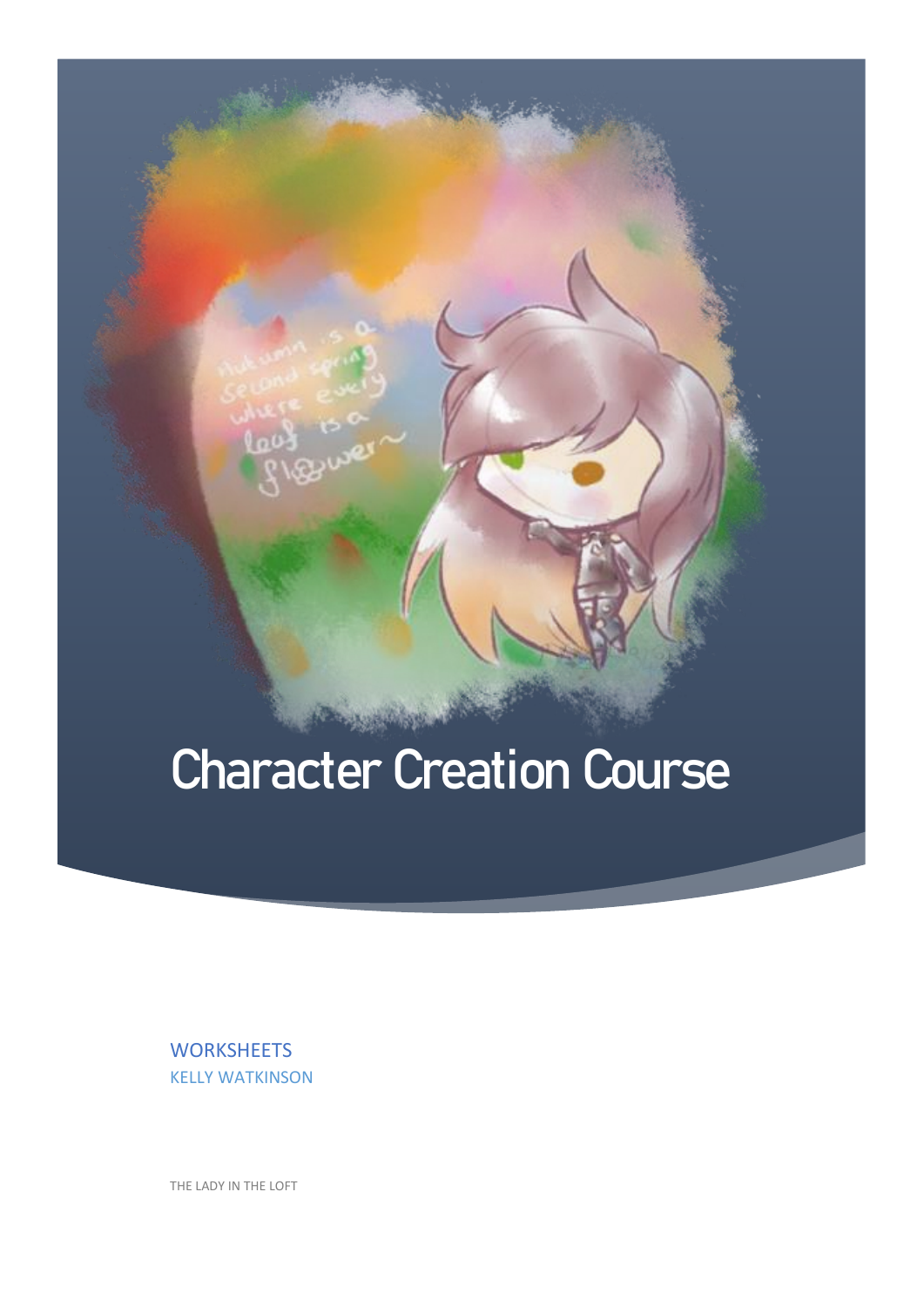# Character Creation Course

WORKSHEETS
KELLY WATKINSON

THE LADY IN THE LOFT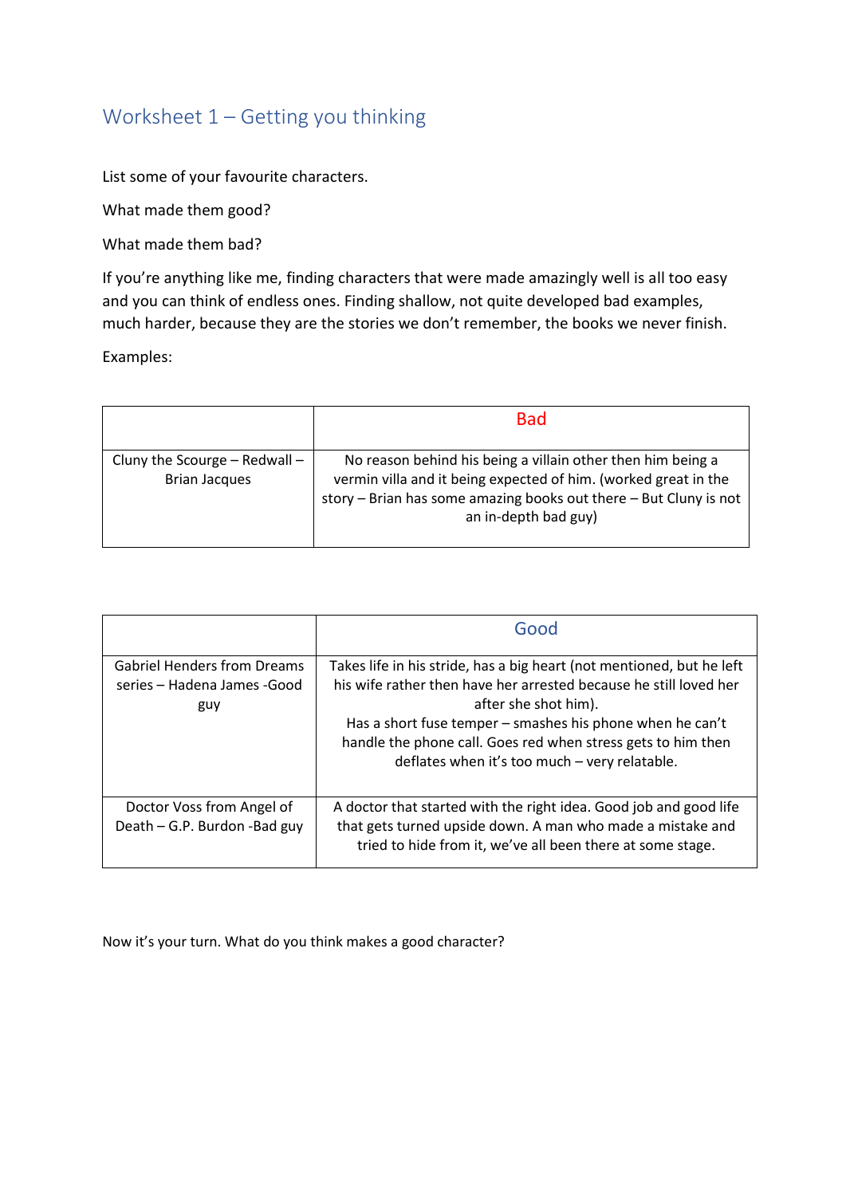## Worksheet 1 – Getting you thinking

List some of your favourite characters.

What made them good?

What made them bad?

If you're anything like me, finding characters that were made amazingly well is all too easy and you can think of endless ones. Finding shallow, not quite developed bad examples, much harder, because they are the stories we don't remember, the books we never finish.

Examples:

| | Bad |
|---|---|
| Cluny the Scourge – Redwall – Brian Jacques | No reason behind his being a villain other then him being a vermin villa and it being expected of him. (worked great in the story – Brian has some amazing books out there – But Cluny is not an in-depth bad guy) |

| | Good |
|---|---|
| Gabriel Henders from Dreams series – Hadena James -Good guy | Takes life in his stride, has a big heart (not mentioned, but he left his wife rather then have her arrested because he still loved her after she shot him).<br>Has a short fuse temper – smashes his phone when he can't handle the phone call. Goes red when stress gets to him then deflates when it's too much – very relatable. |
| Doctor Voss from Angel of Death – G.P. Burdon -Bad guy | A doctor that started with the right idea. Good job and good life that gets turned upside down. A man who made a mistake and tried to hide from it, we've all been there at some stage. |

Now it's your turn. What do you think makes a good character?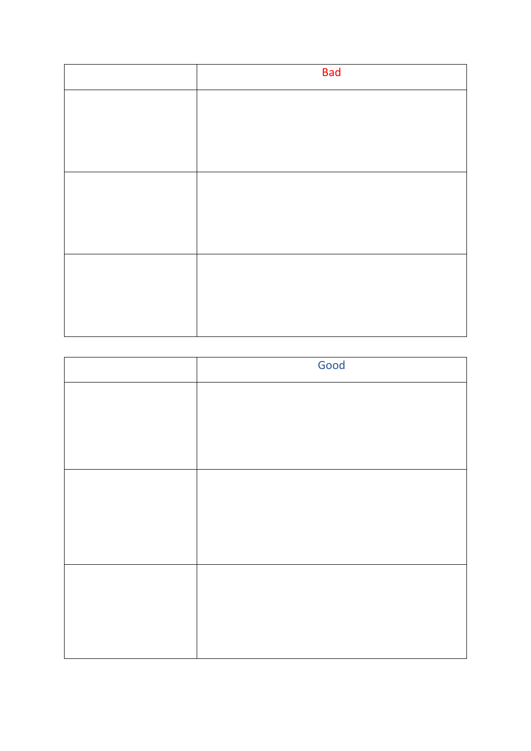|  | Bad |
| --- | --- |
|  |  |
|  |  |
|  |  |

|  | Good |
| --- | --- |
|  |  |
|  |  |
|  |  |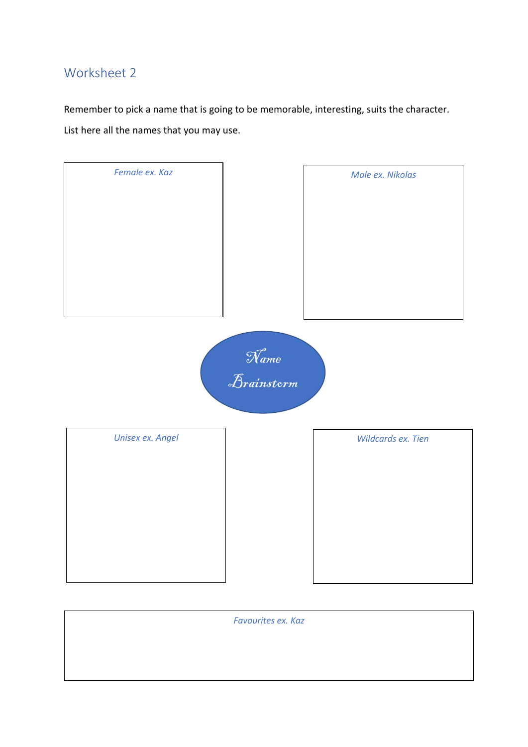## Worksheet 2

Remember to pick a name that is going to be memorable, interesting, suits the character.

List here all the names that you may use.

*Female ex. Kaz*

*Male ex. Nikolas*

Name Brainstorm

*Unisex ex. Angel*

*Wildcards ex. Tien*

*Favourites ex. Kaz*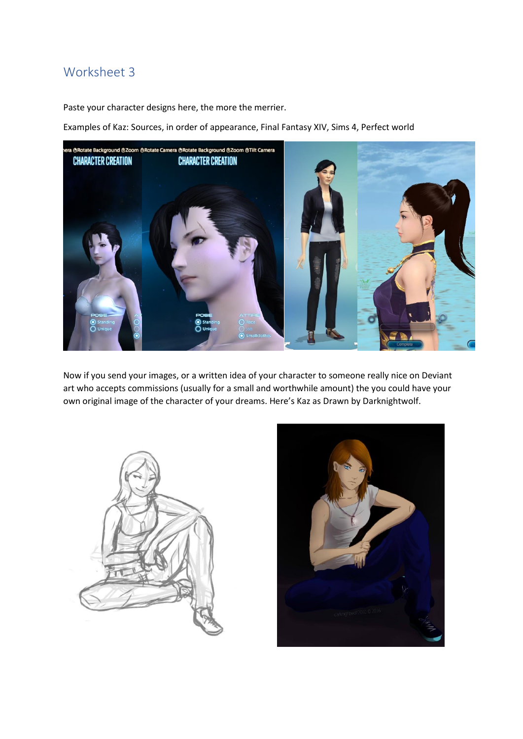## Worksheet 3

Paste your character designs here, the more the merrier.

Examples of Kaz: Sources, in order of appearance, Final Fantasy XIV, Sims 4, Perfect world

Now if you send your images, or a written idea of your character to someone really nice on Deviant art who accepts commissions (usually for a small and worthwhile amount) the you could have your own original image of the character of your dreams. Here's Kaz as Drawn by Darknightwolf.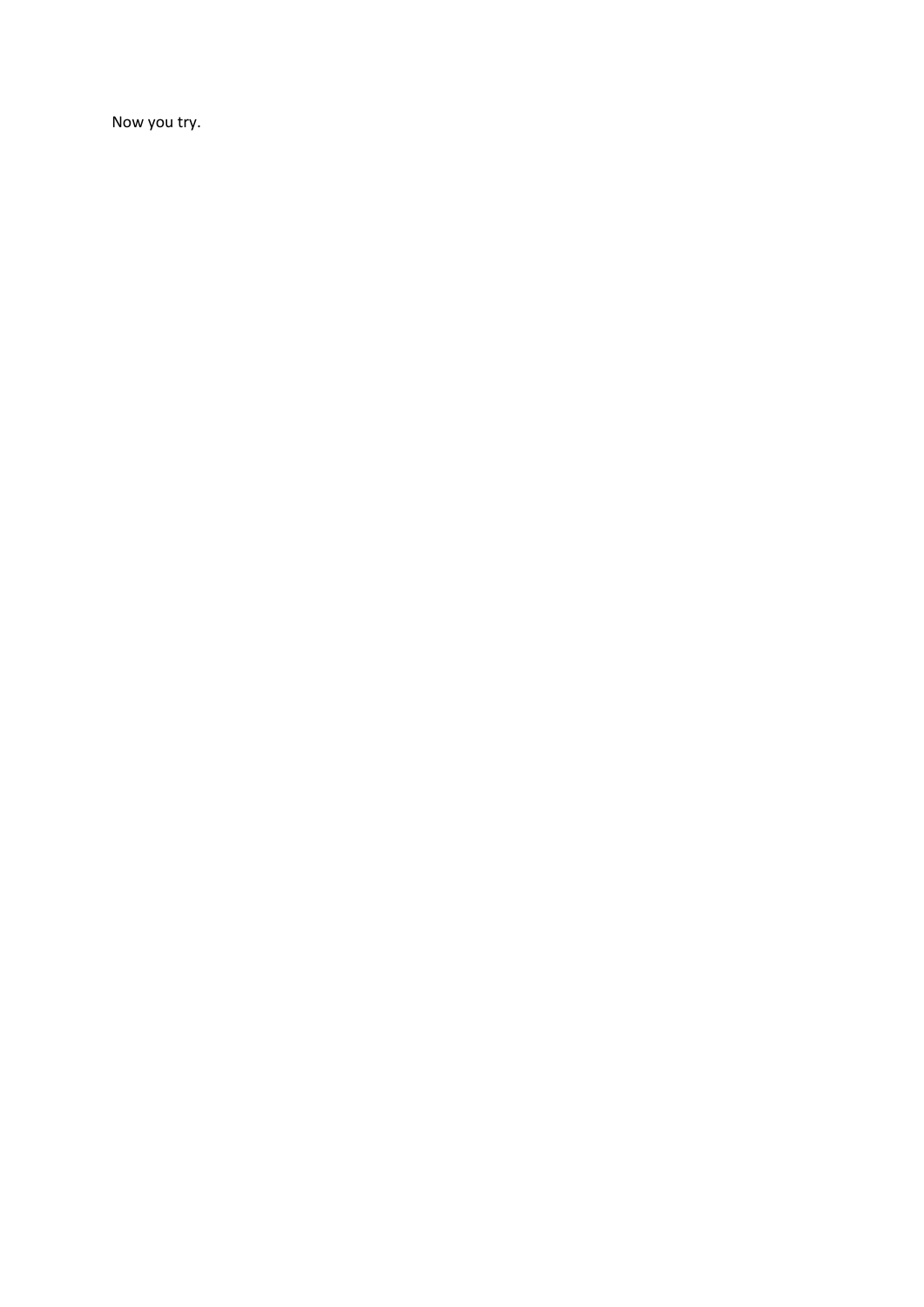Now you try.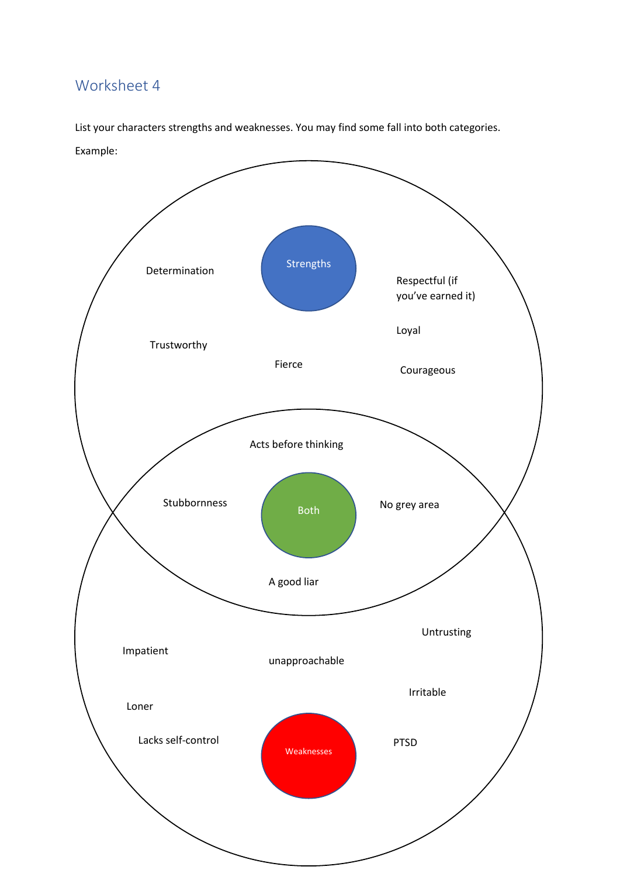## Worksheet 4

List your characters strengths and weaknesses. You may find some fall into both categories.

Example:

**Strengths**

- Determination
- Respectful (if you've earned it)
- Trustworthy
- Loyal
- Fierce
- Courageous

**Both**

- Acts before thinking
- Stubbornness
- No grey area
- A good liar

**Weaknesses**

- Untrusting
- Impatient
- unapproachable
- Irritable
- Loner
- Lacks self-control
- PTSD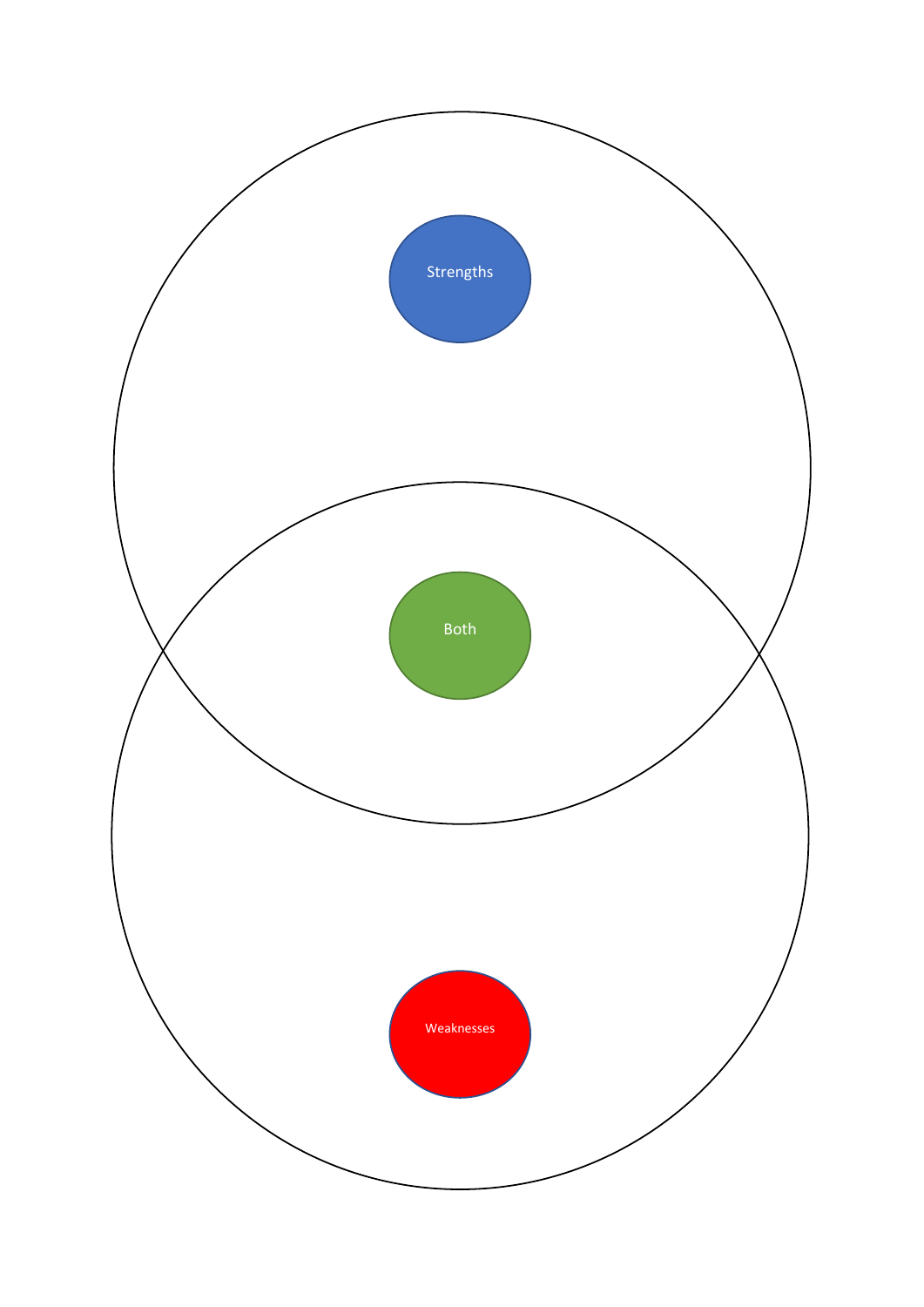Strengths

Both

Weaknesses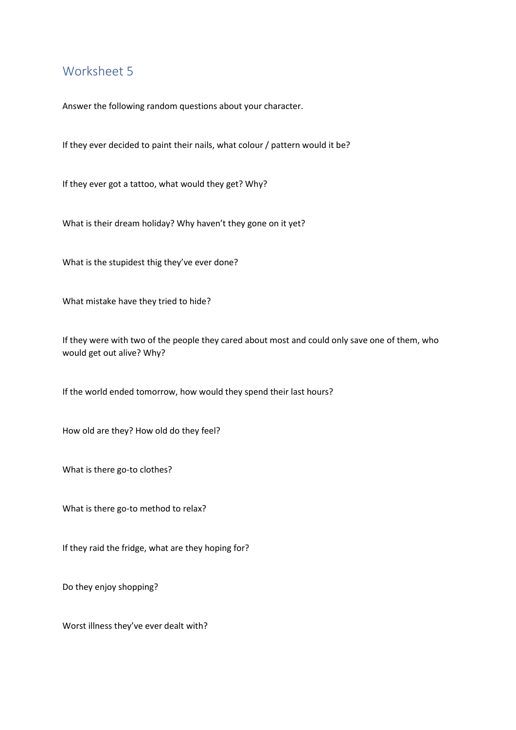## Worksheet 5

Answer the following random questions about your character.

If they ever decided to paint their nails, what colour / pattern would it be?

If they ever got a tattoo, what would they get? Why?

What is their dream holiday? Why haven't they gone on it yet?

What is the stupidest thig they've ever done?

What mistake have they tried to hide?

If they were with two of the people they cared about most and could only save one of them, who would get out alive? Why?

If the world ended tomorrow, how would they spend their last hours?

How old are they? How old do they feel?

What is there go-to clothes?

What is there go-to method to relax?

If they raid the fridge, what are they hoping for?

Do they enjoy shopping?

Worst illness they've ever dealt with?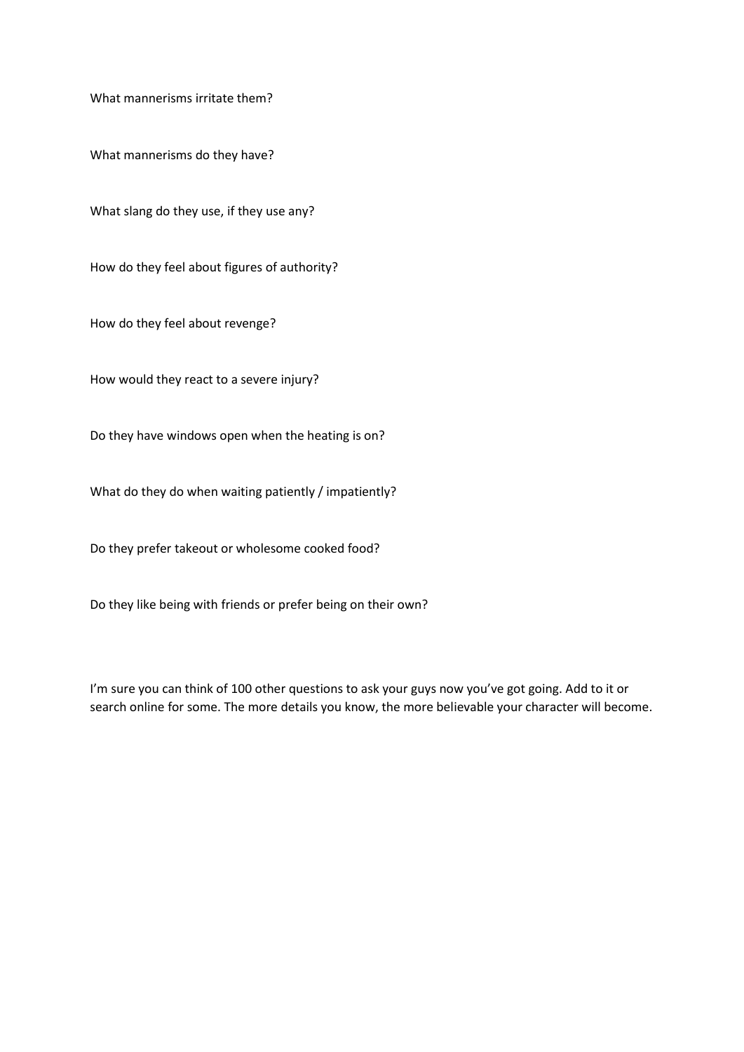What mannerisms irritate them?

What mannerisms do they have?

What slang do they use, if they use any?

How do they feel about figures of authority?

How do they feel about revenge?

How would they react to a severe injury?

Do they have windows open when the heating is on?

What do they do when waiting patiently / impatiently?

Do they prefer takeout or wholesome cooked food?

Do they like being with friends or prefer being on their own?

I'm sure you can think of 100 other questions to ask your guys now you've got going. Add to it or search online for some. The more details you know, the more believable your character will become.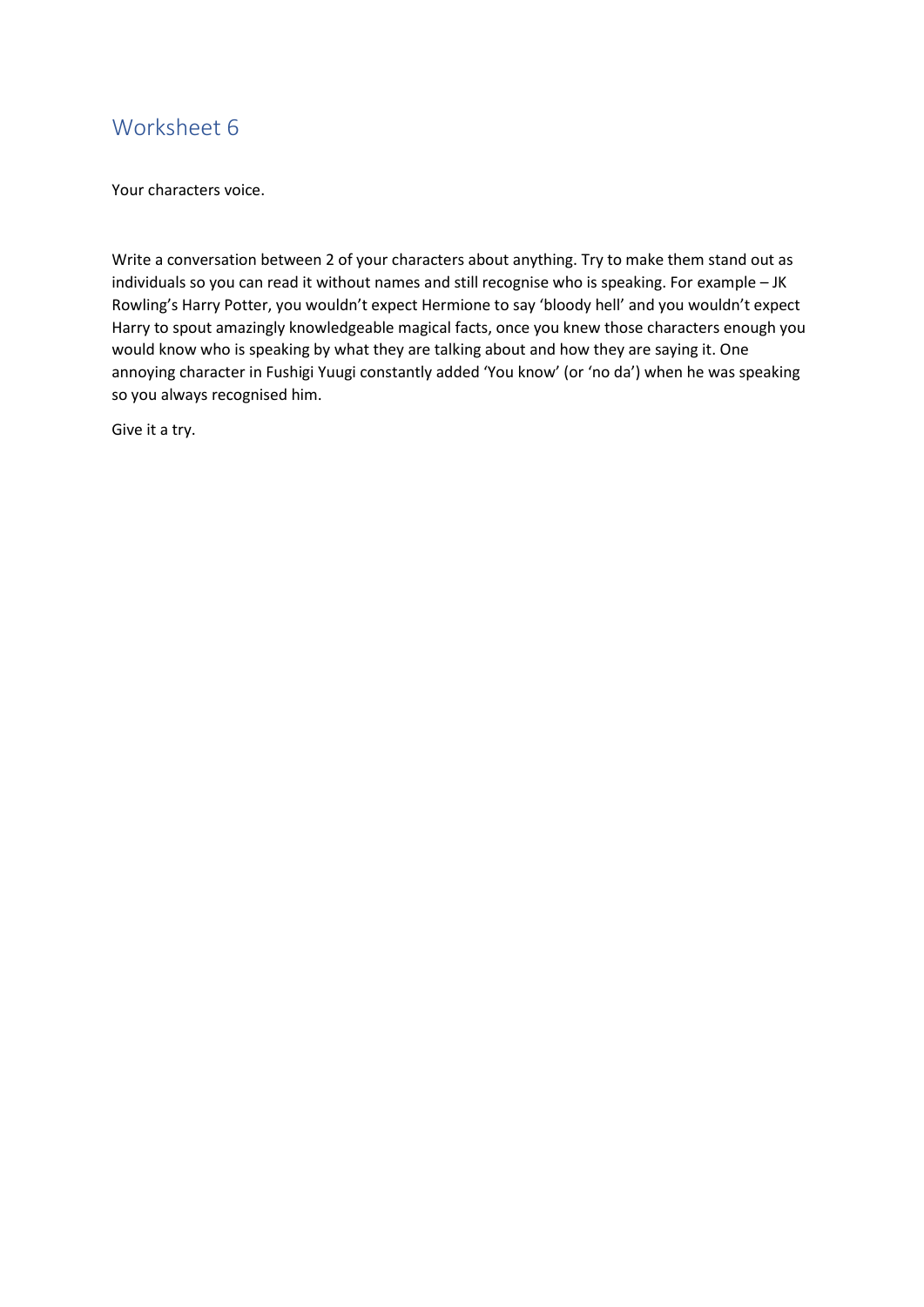## Worksheet 6

Your characters voice.

Write a conversation between 2 of your characters about anything. Try to make them stand out as individuals so you can read it without names and still recognise who is speaking. For example – JK Rowling's Harry Potter, you wouldn't expect Hermione to say 'bloody hell' and you wouldn't expect Harry to spout amazingly knowledgeable magical facts, once you knew those characters enough you would know who is speaking by what they are talking about and how they are saying it. One annoying character in Fushigi Yuugi constantly added 'You know' (or 'no da') when he was speaking so you always recognised him.

Give it a try.